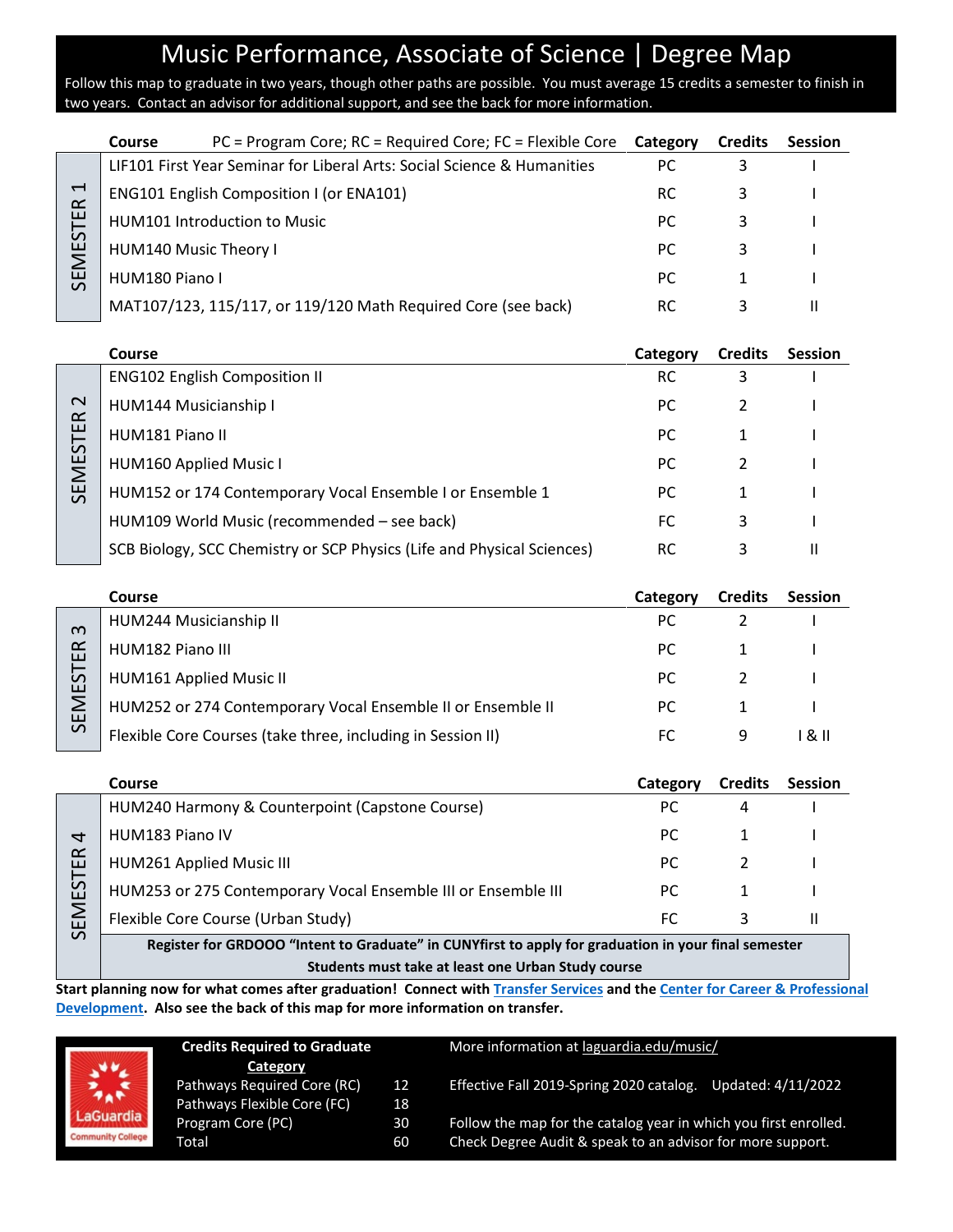# Music Performance, Associate of Science | Degree Map

Follow this map to graduate in two years, though other paths are possible. You must average 15 credits a semester to finish in two years. Contact an advisor for additional support, and see the back for more information.

## SEMESTER 1

| Course | Category | Credits | Session |
|---|---|---|---|
| LIF101 First Year Seminar for Liberal Arts: Social Science & Humanities | PC | 3 | I |
| ENG101 English Composition I (or ENA101) | RC | 3 | I |
| HUM101 Introduction to Music | PC | 3 | I |
| HUM140 Music Theory I | PC | 3 | I |
| HUM180 Piano I | PC | 1 | I |
| MAT107/123, 115/117, or 119/120 Math Required Core (see back) | RC | 3 | II |

PC = Program Core; RC = Required Core; FC = Flexible Core

## SEMESTER 2

| Course | Category | Credits | Session |
|---|---|---|---|
| ENG102 English Composition II | RC | 3 | I |
| HUM144 Musicianship I | PC | 2 | I |
| HUM181 Piano II | PC | 1 | I |
| HUM160 Applied Music I | PC | 2 | I |
| HUM152 or 174 Contemporary Vocal Ensemble I or Ensemble 1 | PC | 1 | I |
| HUM109 World Music (recommended – see back) | FC | 3 | I |
| SCB Biology, SCC Chemistry or SCP Physics (Life and Physical Sciences) | RC | 3 | II |

## SEMESTER 3

| Course | Category | Credits | Session |
|---|---|---|---|
| HUM244 Musicianship II | PC | 2 | I |
| HUM182 Piano III | PC | 1 | I |
| HUM161 Applied Music II | PC | 2 | I |
| HUM252 or 274 Contemporary Vocal Ensemble II or Ensemble II | PC | 1 | I |
| Flexible Core Courses (take three, including in Session II) | FC | 9 | I & II |

## SEMESTER 4

| Course | Category | Credits | Session |
|---|---|---|---|
| HUM240 Harmony & Counterpoint (Capstone Course) | PC | 4 | I |
| HUM183 Piano IV | PC | 1 | I |
| HUM261 Applied Music III | PC | 2 | I |
| HUM253 or 275 Contemporary Vocal Ensemble III or Ensemble III | PC | 1 | I |
| Flexible Core Course (Urban Study) | FC | 3 | II |

**Register for GRDOOO "Intent to Graduate" in CUNYfirst to apply for graduation in your final semester**

**Students must take at least one Urban Study course**

**Start planning now for what comes after graduation! Connect with Transfer Services and the Center for Career & Professional Development. Also see the back of this map for more information on transfer.**

| Credits Required to Graduate<br>Category | |
|---|---|
| Pathways Required Core (RC) | 12 |
| Pathways Flexible Core (FC) | 18 |
| Program Core (PC) | 30 |
| Total | 60 |

More information at laguardia.edu/music/

Effective Fall 2019-Spring 2020 catalog. Updated: 4/11/2022

Follow the map for the catalog year in which you first enrolled. Check Degree Audit & speak to an advisor for more support.

LaGuardia Community College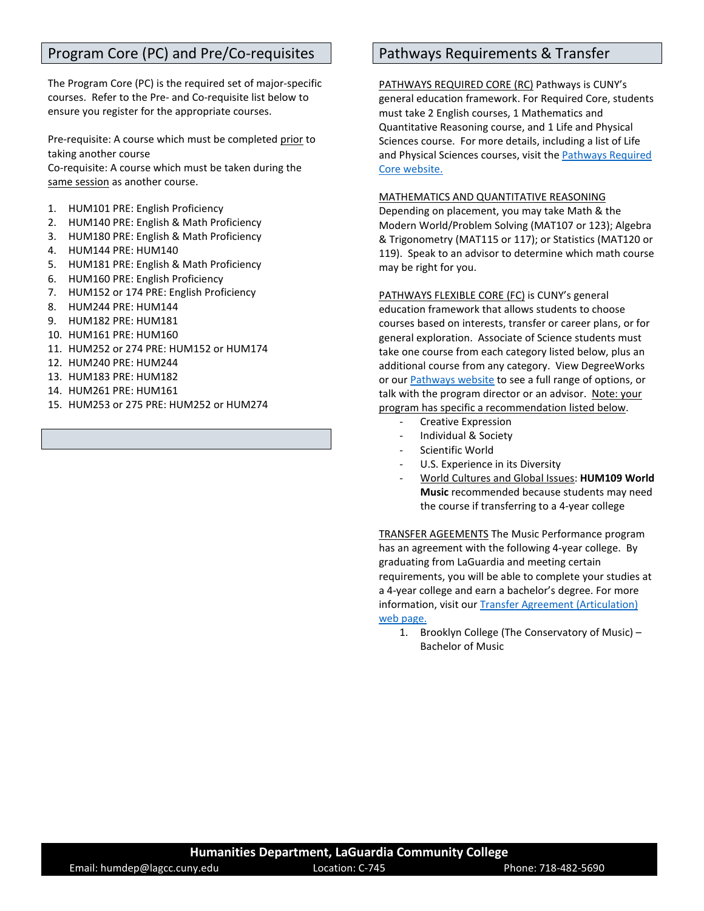## Program Core (PC) and Pre/Co-requisites

The Program Core (PC) is the required set of major-specific courses. Refer to the Pre- and Co-requisite list below to ensure you register for the appropriate courses.

Pre-requisite: A course which must be completed prior to taking another course
Co-requisite: A course which must be taken during the same session as another course.

1. HUM101 PRE: English Proficiency
2. HUM140 PRE: English & Math Proficiency
3. HUM180 PRE: English & Math Proficiency
4. HUM144 PRE: HUM140
5. HUM181 PRE: English & Math Proficiency
6. HUM160 PRE: English Proficiency
7. HUM152 or 174 PRE: English Proficiency
8. HUM244 PRE: HUM144
9. HUM182 PRE: HUM181
10. HUM161 PRE: HUM160
11. HUM252 or 274 PRE: HUM152 or HUM174
12. HUM240 PRE: HUM244
13. HUM183 PRE: HUM182
14. HUM261 PRE: HUM161
15. HUM253 or 275 PRE: HUM252 or HUM274

## Pathways Requirements & Transfer

PATHWAYS REQUIRED CORE (RC) Pathways is CUNY's general education framework. For Required Core, students must take 2 English courses, 1 Mathematics and Quantitative Reasoning course, and 1 Life and Physical Sciences course. For more details, including a list of Life and Physical Sciences courses, visit the Pathways Required Core website.

MATHEMATICS AND QUANTITATIVE REASONING Depending on placement, you may take Math & the Modern World/Problem Solving (MAT107 or 123); Algebra & Trigonometry (MAT115 or 117); or Statistics (MAT120 or 119). Speak to an advisor to determine which math course may be right for you.

PATHWAYS FLEXIBLE CORE (FC) is CUNY's general education framework that allows students to choose courses based on interests, transfer or career plans, or for general exploration. Associate of Science students must take one course from each category listed below, plus an additional course from any category. View DegreeWorks or our Pathways website to see a full range of options, or talk with the program director or an advisor. Note: your program has specific a recommendation listed below.

- Creative Expression
- Individual & Society
- Scientific World
- U.S. Experience in its Diversity
- World Cultures and Global Issues: **HUM109 World Music** recommended because students may need the course if transferring to a 4-year college

TRANSFER AGEEMENTS The Music Performance program has an agreement with the following 4-year college. By graduating from LaGuardia and meeting certain requirements, you will be able to complete your studies at a 4-year college and earn a bachelor's degree. For more information, visit our Transfer Agreement (Articulation) web page.

1. Brooklyn College (The Conservatory of Music) – Bachelor of Music

**Humanities Department, LaGuardia Community College**
Email: humdep@lagcc.cuny.edu Location: C-745 Phone: 718-482-5690